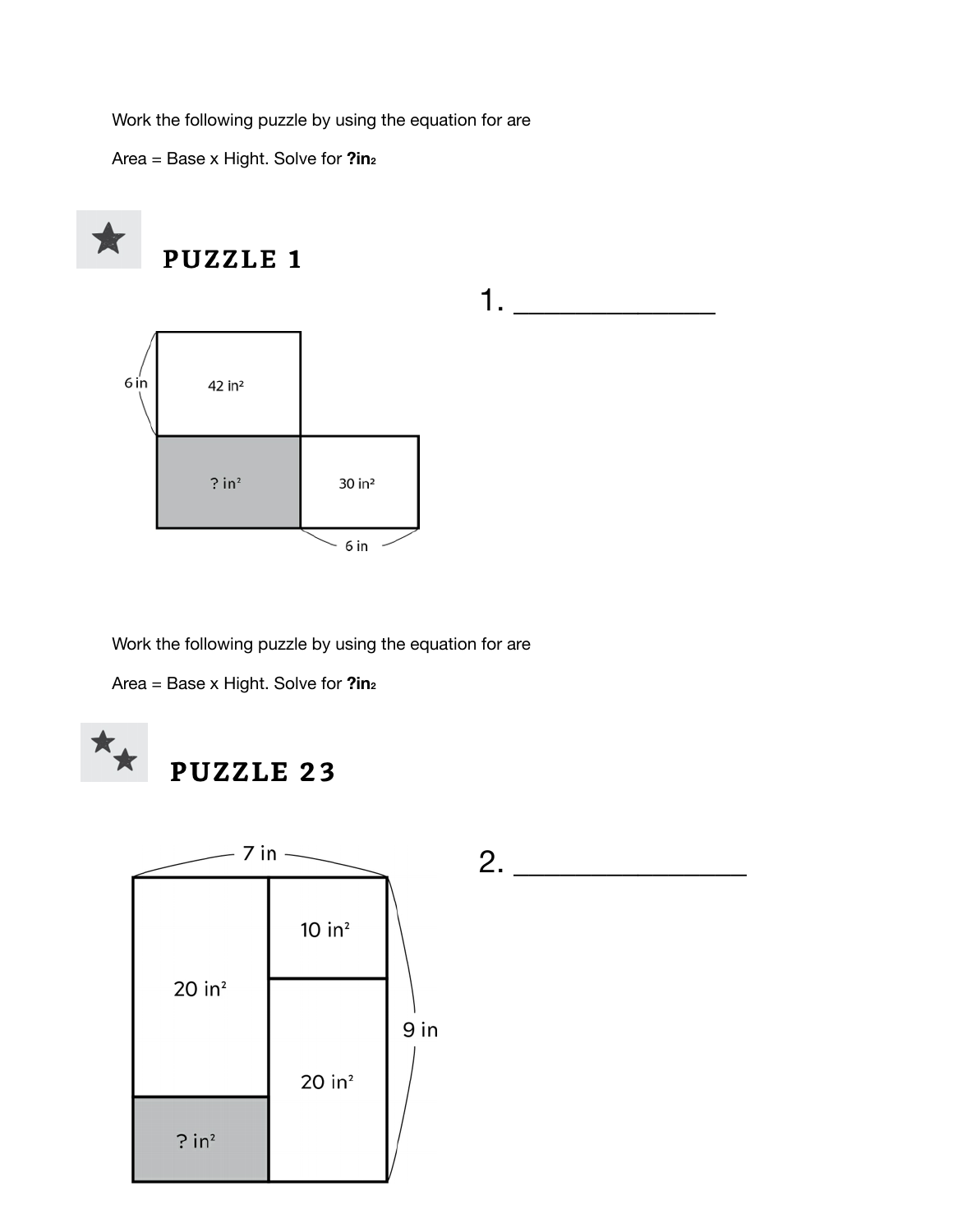Work the following puzzle by using the equation for are

Area = Base x Hight. Solve for **?in**$_2$

## PUZZLE 1

1. _____________

6 in

42 in²

? in²

30 in²

6 in

Work the following puzzle by using the equation for are

Area = Base x Hight. Solve for **?in**$_2$

## PUZZLE 23

2. _______________

7 in

10 in²

20 in²

9 in

20 in²

? in²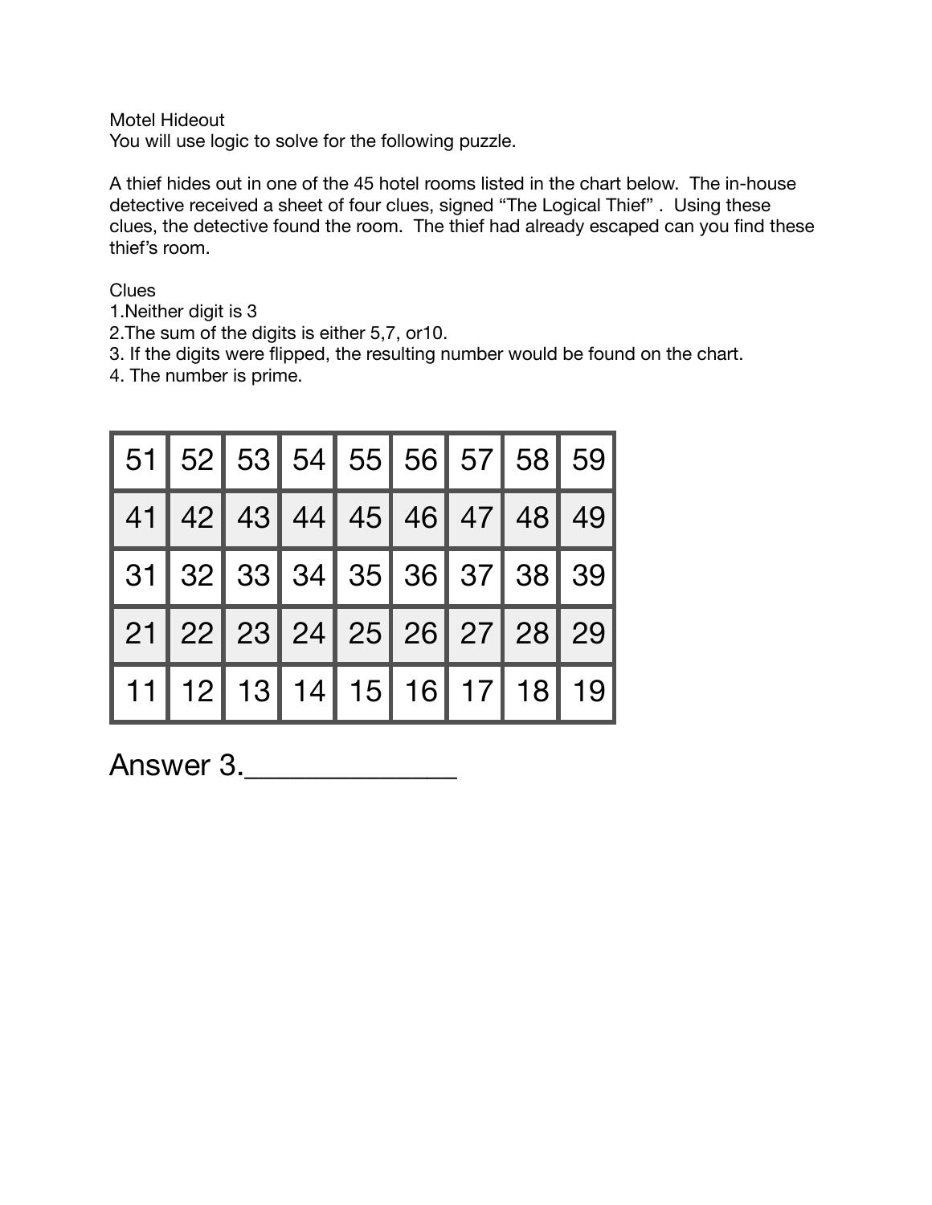Motel Hideout

You will use logic to solve for the following puzzle.

A thief hides out in one of the 45 hotel rooms listed in the chart below. The in-house detective received a sheet of four clues, signed "The Logical Thief" . Using these clues, the detective found the room. The thief had already escaped can you find these thief's room.

Clues

1.Neither digit is 3

2.The sum of the digits is either 5,7, or10.

3. If the digits were flipped, the resulting number would be found on the chart.

4. The number is prime.

| 51 | 52 | 53 | 54 | 55 | 56 | 57 | 58 | 59 |
|---|---|---|---|---|---|---|---|---|
| 41 | 42 | 43 | 44 | 45 | 46 | 47 | 48 | 49 |
| 31 | 32 | 33 | 34 | 35 | 36 | 37 | 38 | 39 |
| 21 | 22 | 23 | 24 | 25 | 26 | 27 | 28 | 29 |
| 11 | 12 | 13 | 14 | 15 | 16 | 17 | 18 | 19 |

Answer 3.______________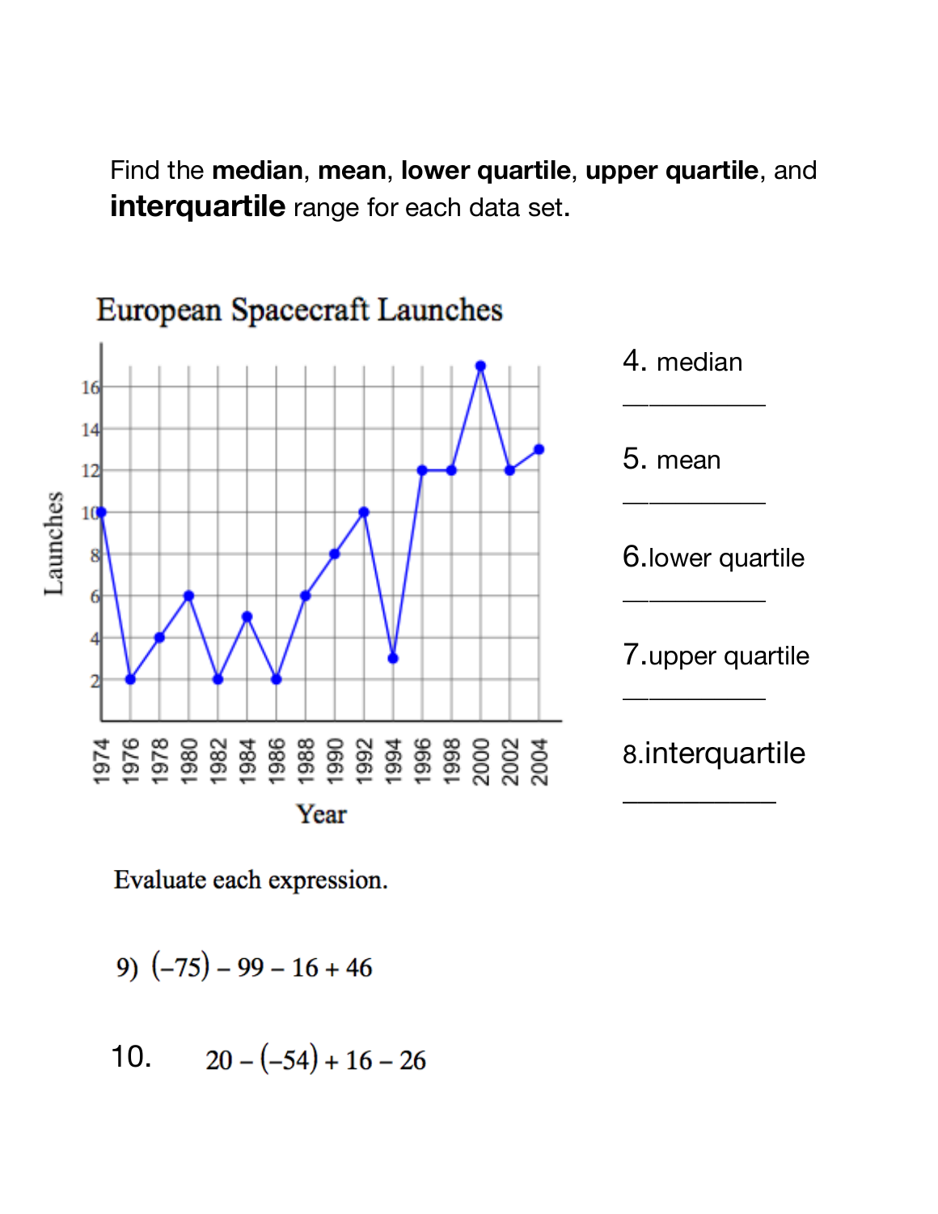Find the **median**, **mean**, **lower quartile**, **upper quartile**, and **interquartile** range for each data set.

European Spacecraft Launches

4. median

__________

5. mean

__________

6.lower quartile

__________

7.upper quartile

__________

8.interquartile

__________

Evaluate each expression.

9) $(-75) - 99 - 16 + 46$

10. $20 - (-54) + 16 - 26$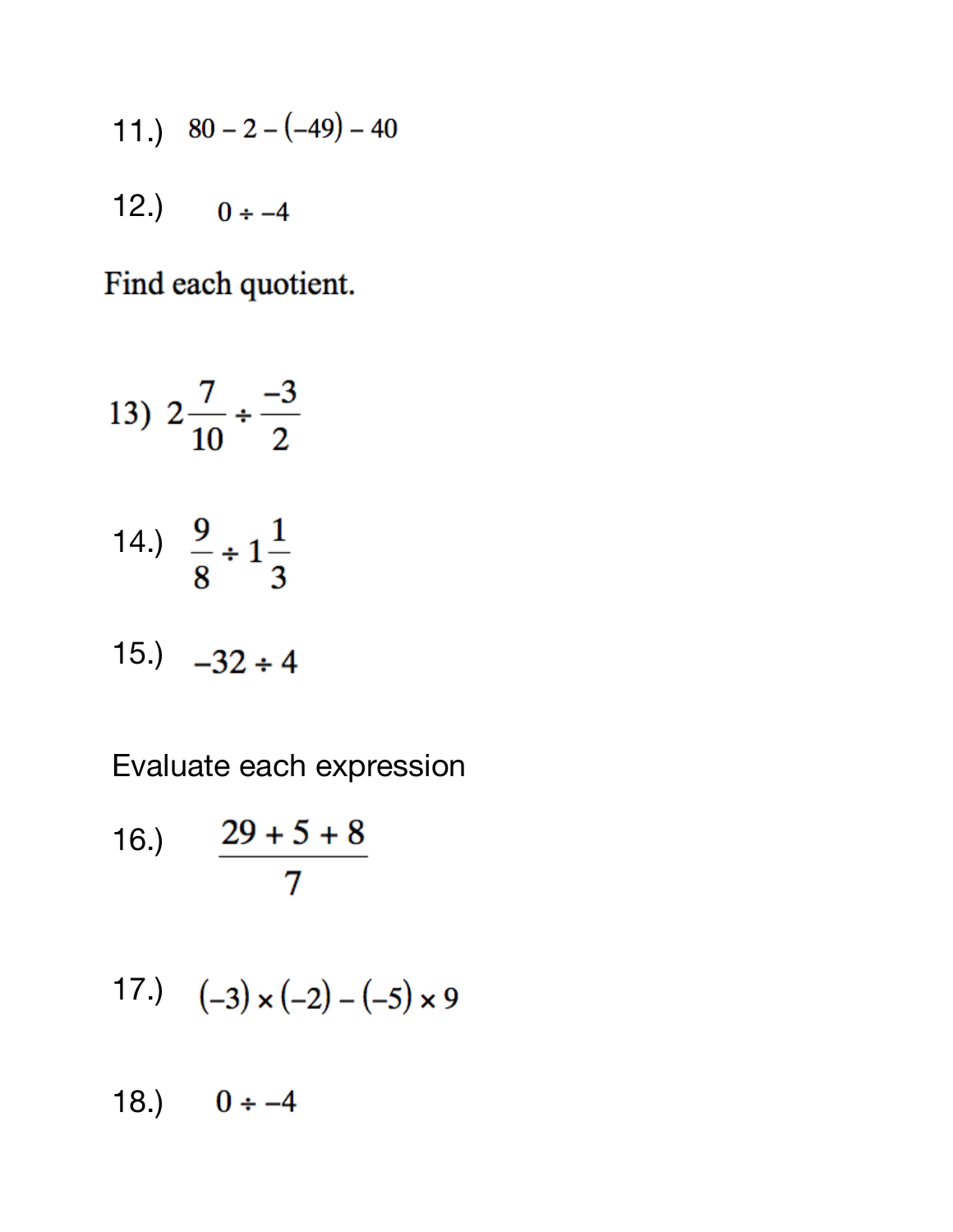11.) $80 - 2 - (-49) - 40$

12.) $0 \div -4$

Find each quotient.

13) $2\frac{7}{10} \div \frac{-3}{2}$

14.) $\frac{9}{8} \div 1\frac{1}{3}$

15.) $-32 \div 4$

Evaluate each expression

16.) $\dfrac{29 + 5 + 8}{7}$

17.) $(-3) \times (-2) - (-5) \times 9$

18.) $0 \div -4$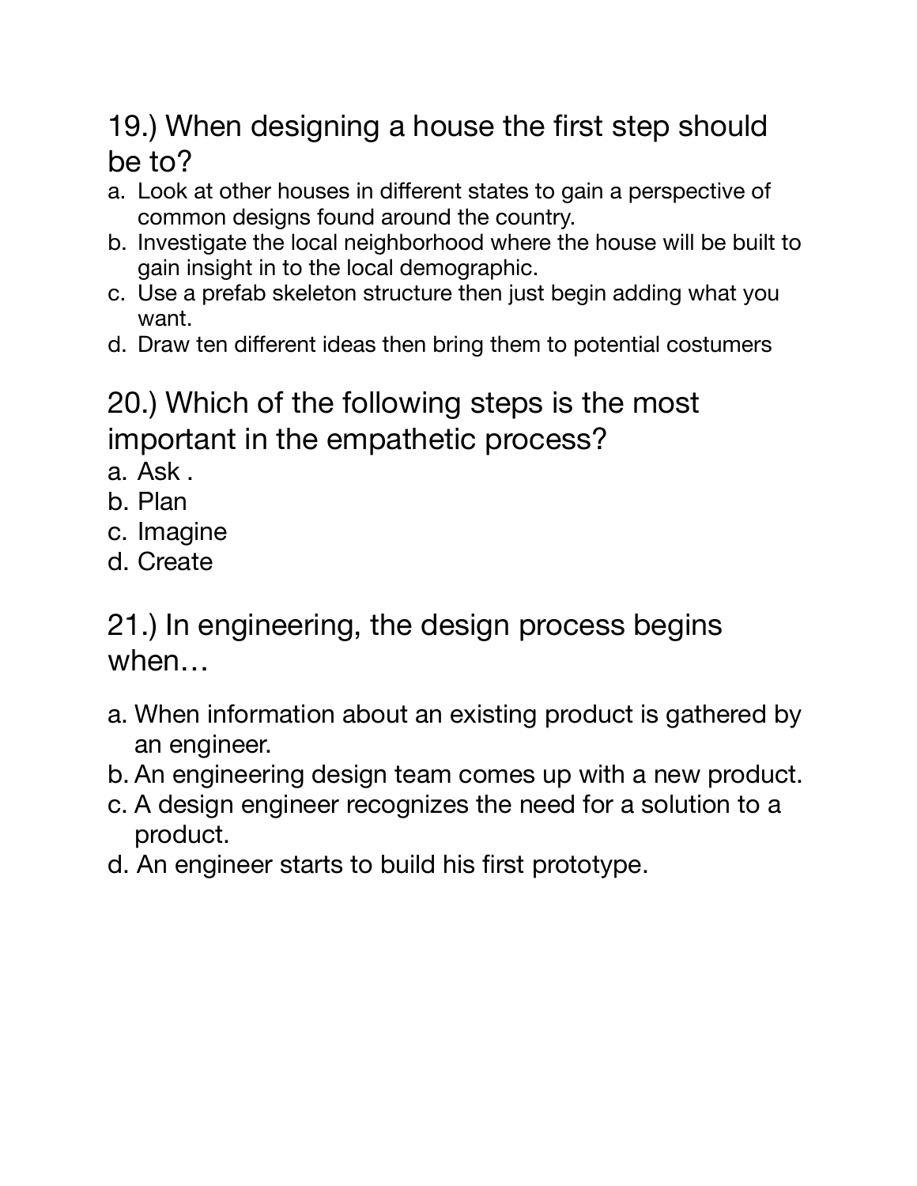## 19.) When designing a house the first step should be to?

a. Look at other houses in different states to gain a perspective of common designs found around the country.
b. Investigate the local neighborhood where the house will be built to gain insight in to the local demographic.
c. Use a prefab skeleton structure then just begin adding what you want.
d. Draw ten different ideas then bring them to potential costumers

## 20.) Which of the following steps is the most important in the empathetic process?

a. Ask .
b. Plan
c. Imagine
d. Create

## 21.) In engineering, the design process begins when…

a. When information about an existing product is gathered by an engineer.
b. An engineering design team comes up with a new product.
c. A design engineer recognizes the need for a solution to a product.
d. An engineer starts to build his first prototype.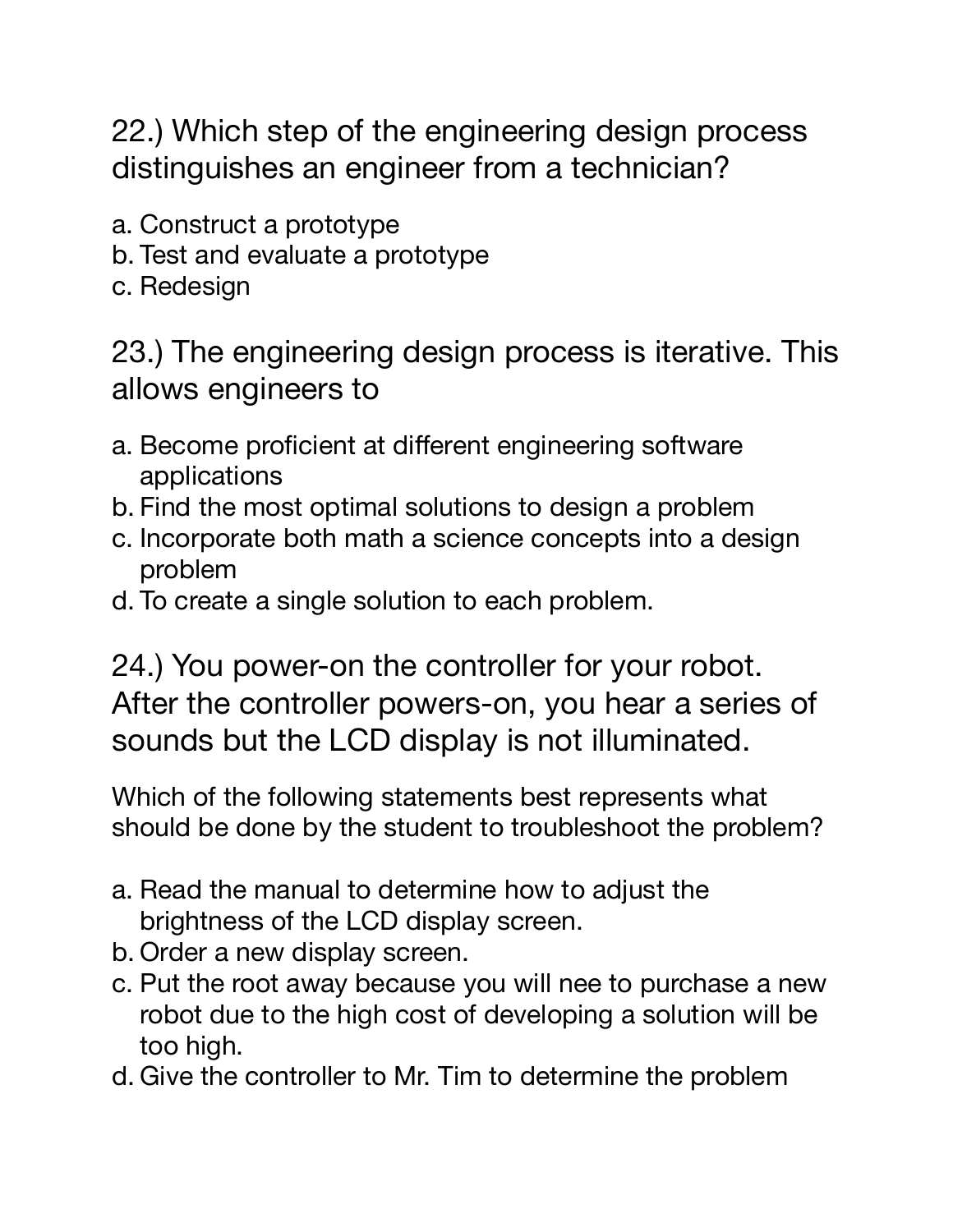22.) Which step of the engineering design process distinguishes an engineer from a technician?

a. Construct a prototype
b. Test and evaluate a prototype
c. Redesign

23.) The engineering design process is iterative. This allows engineers to

a. Become proficient at different engineering software applications
b. Find the most optimal solutions to design a problem
c. Incorporate both math a science concepts into a design problem
d. To create a single solution to each problem.

24.) You power-on the controller for your robot. After the controller powers-on, you hear a series of sounds but the LCD display is not illuminated.

Which of the following statements best represents what should be done by the student to troubleshoot the problem?

a. Read the manual to determine how to adjust the brightness of the LCD display screen.
b. Order a new display screen.
c. Put the root away because you will nee to purchase a new robot due to the high cost of developing a solution will be too high.
d. Give the controller to Mr. Tim to determine the problem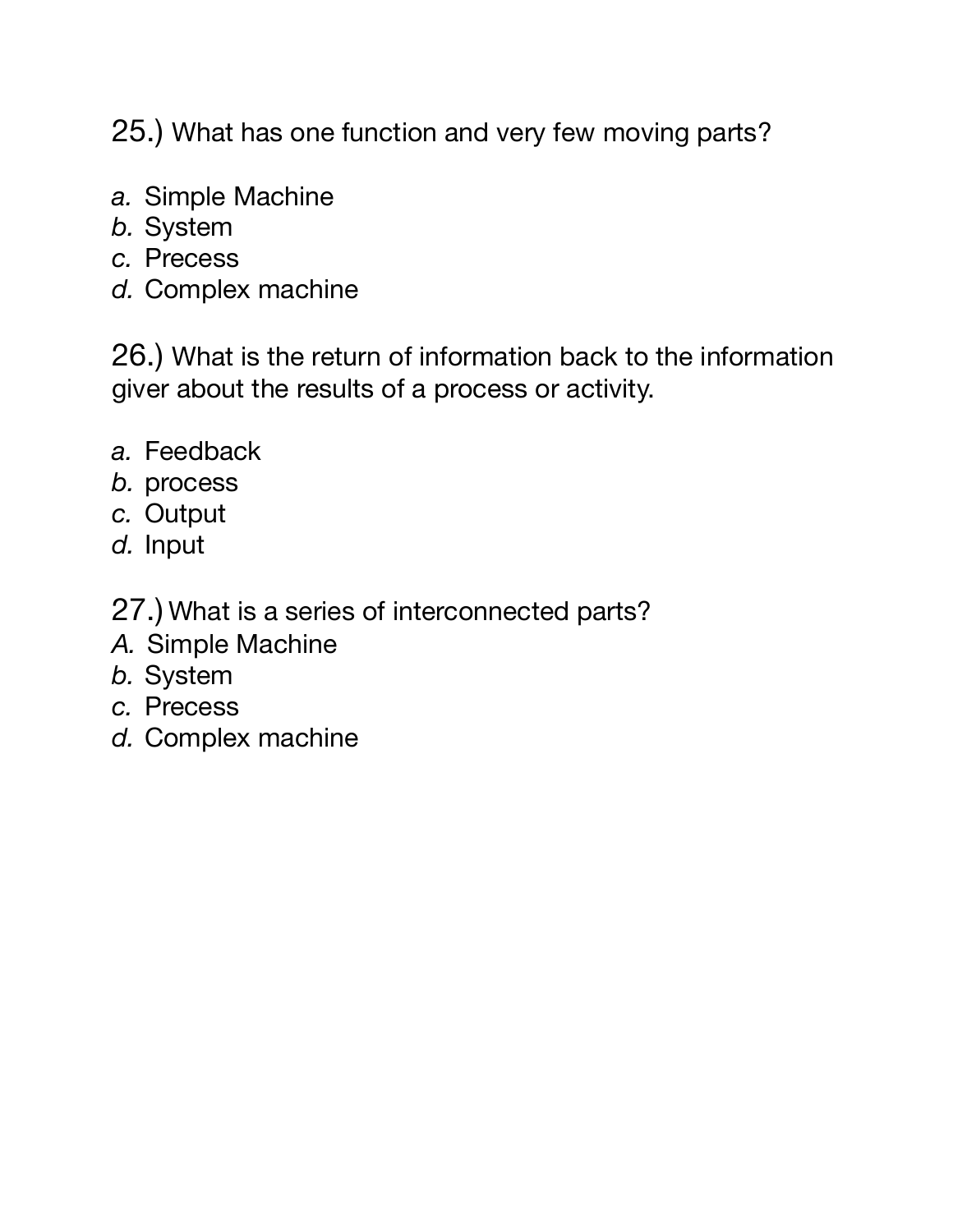25.) What has one function and very few moving parts?

*a.* Simple Machine
*b.* System
*c.* Precess
*d.* Complex machine

26.) What is the return of information back to the information giver about the results of a process or activity.

*a.* Feedback
*b.* process
*c.* Output
*d.* Input

27.) What is a series of interconnected parts?
*A.* Simple Machine
*b.* System
*c.* Precess
*d.* Complex machine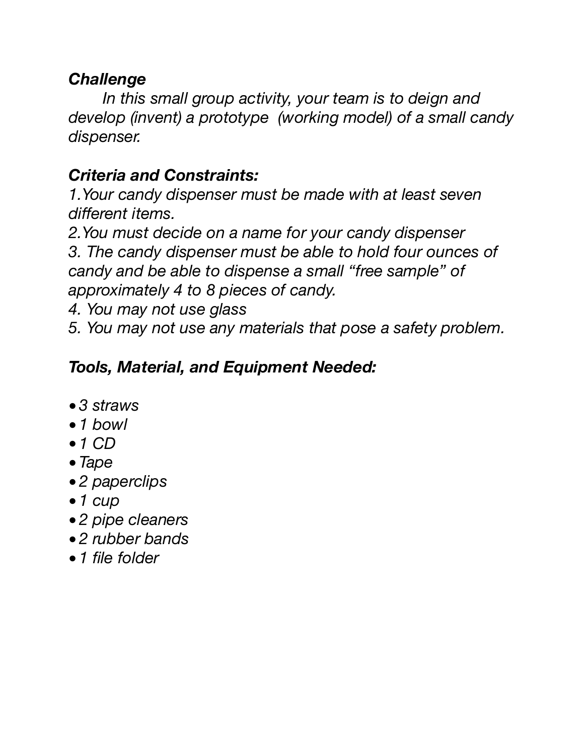***Challenge***

*In this small group activity, your team is to deign and develop (invent) a prototype (working model) of a small candy dispenser.*

***Criteria and Constraints:***

*1.Your candy dispenser must be made with at least seven different items.*

*2.You must decide on a name for your candy dispenser*

*3. The candy dispenser must be able to hold four ounces of candy and be able to dispense a small "free sample" of approximately 4 to 8 pieces of candy.*

*4. You may not use glass*

*5. You may not use any materials that pose a safety problem.*

***Tools, Material, and Equipment Needed:***

- *3 straws*
- *1 bowl*
- *1 CD*
- *Tape*
- *2 paperclips*
- *1 cup*
- *2 pipe cleaners*
- *2 rubber bands*
- *1 file folder*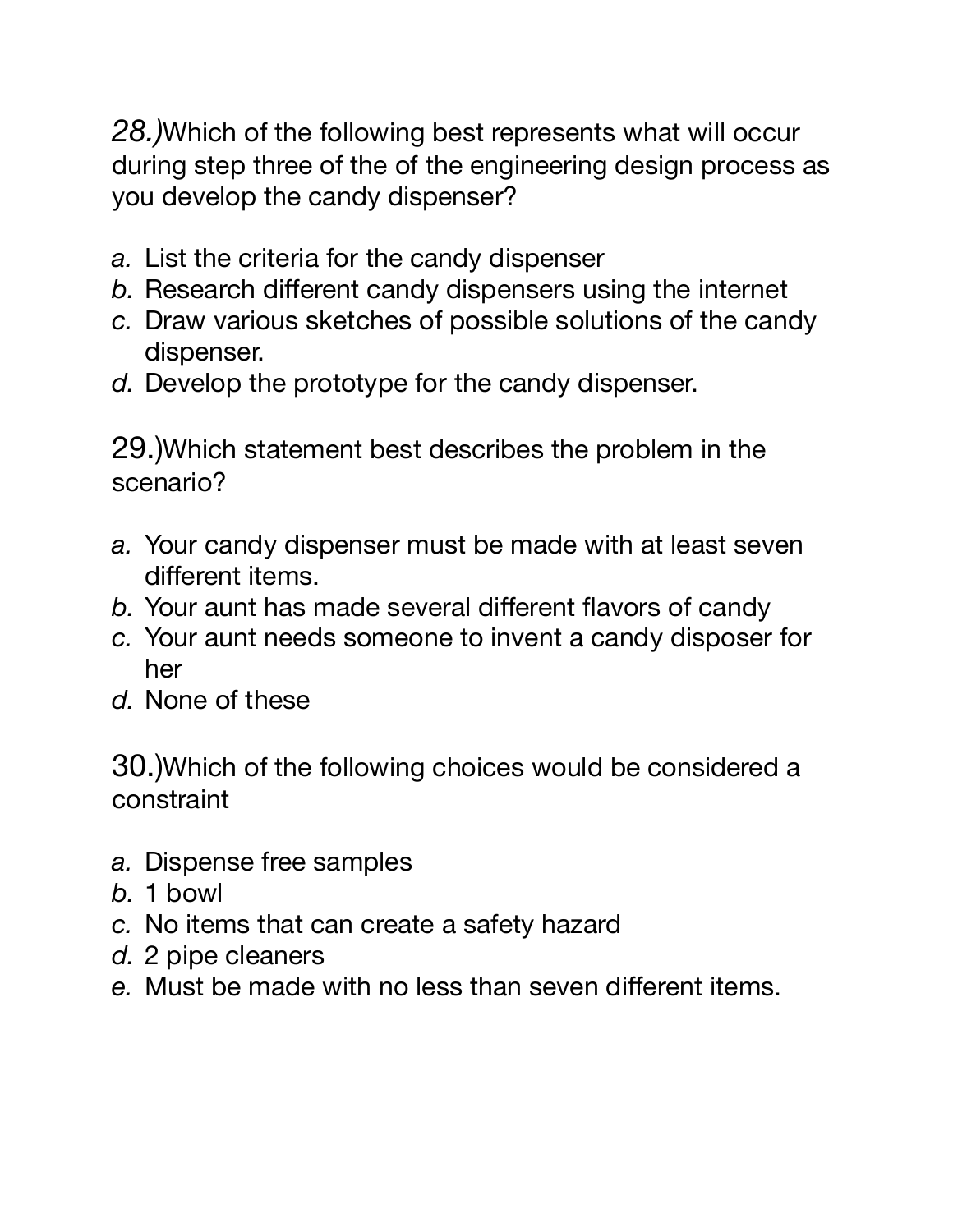28.) Which of the following best represents what will occur during step three of the of the engineering design process as you develop the candy dispenser?

a. List the criteria for the candy dispenser
b. Research different candy dispensers using the internet
c. Draw various sketches of possible solutions of the candy dispenser.
d. Develop the prototype for the candy dispenser.

29.) Which statement best describes the problem in the scenario?

a. Your candy dispenser must be made with at least seven different items.
b. Your aunt has made several different flavors of candy
c. Your aunt needs someone to invent a candy disposer for her
d. None of these

30.) Which of the following choices would be considered a constraint

a. Dispense free samples
b. 1 bowl
c. No items that can create a safety hazard
d. 2 pipe cleaners
e. Must be made with no less than seven different items.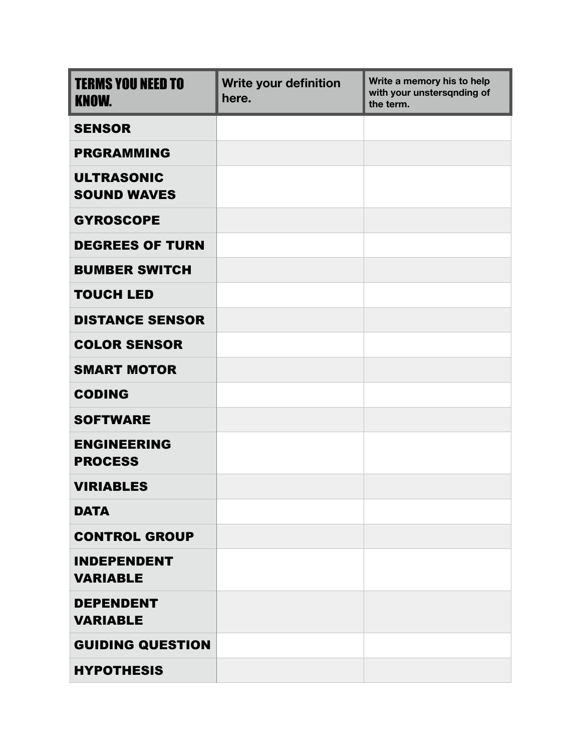| TERMS YOU NEED TO KNOW. | Write your definition here. | Write a memory his to help with your unstersqnding of the term. |
| --- | --- | --- |
| SENSOR | | |
| PRGRAMMING | | |
| ULTRASONIC SOUND WAVES | | |
| GYROSCOPE | | |
| DEGREES OF TURN | | |
| BUMBER SWITCH | | |
| TOUCH LED | | |
| DISTANCE SENSOR | | |
| COLOR SENSOR | | |
| SMART MOTOR | | |
| CODING | | |
| SOFTWARE | | |
| ENGINEERING PROCESS | | |
| VIRIABLES | | |
| DATA | | |
| CONTROL GROUP | | |
| INDEPENDENT VARIABLE | | |
| DEPENDENT VARIABLE | | |
| GUIDING QUESTION | | |
| HYPOTHESIS | | |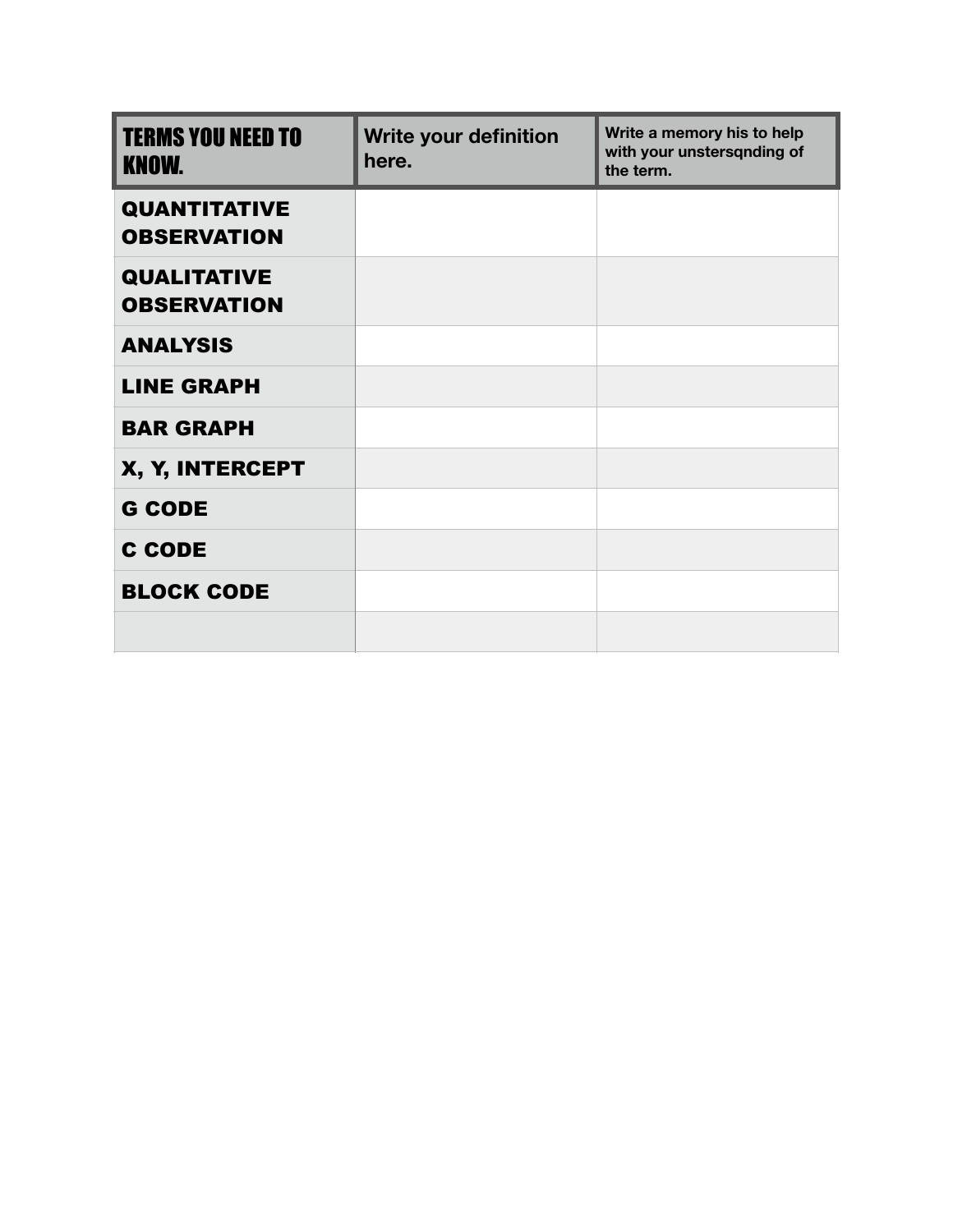| TERMS YOU NEED TO KNOW. | Write your definition here. | Write a memory his to help with your unstersqnding of the term. |
| --- | --- | --- |
| QUANTITATIVE OBSERVATION | | |
| QUALITATIVE OBSERVATION | | |
| ANALYSIS | | |
| LINE GRAPH | | |
| BAR GRAPH | | |
| X, Y, INTERCEPT | | |
| G CODE | | |
| C CODE | | |
| BLOCK CODE | | |
| | | |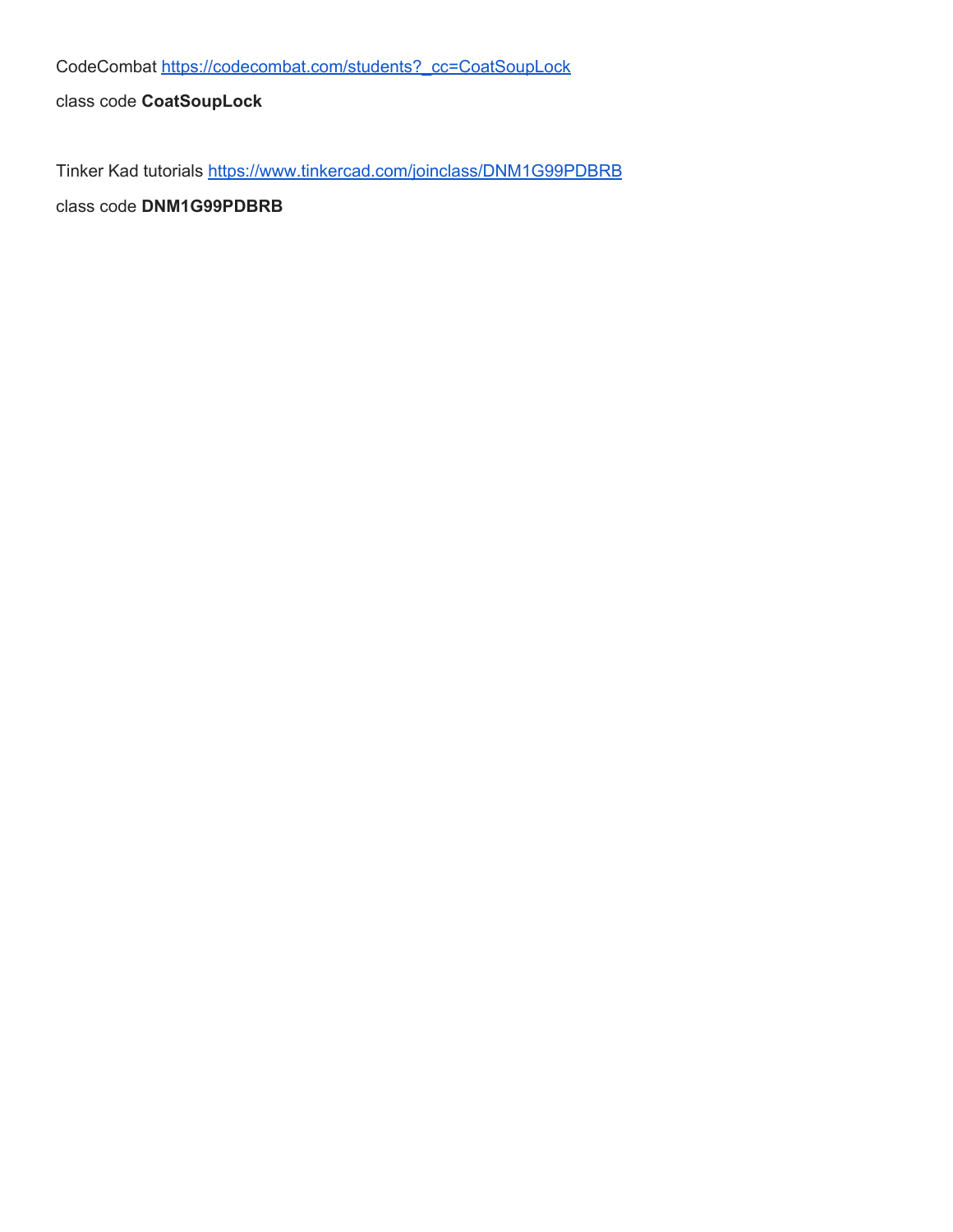CodeCombat [https://codecombat.com/students?_cc=CoatSoupLock](https://codecombat.com/students?_cc=CoatSoupLock)

class code **CoatSoupLock**

Tinker Kad tutorials [https://www.tinkercad.com/joinclass/DNM1G99PDBRB](https://www.tinkercad.com/joinclass/DNM1G99PDBRB)

class code **DNM1G99PDBRB**